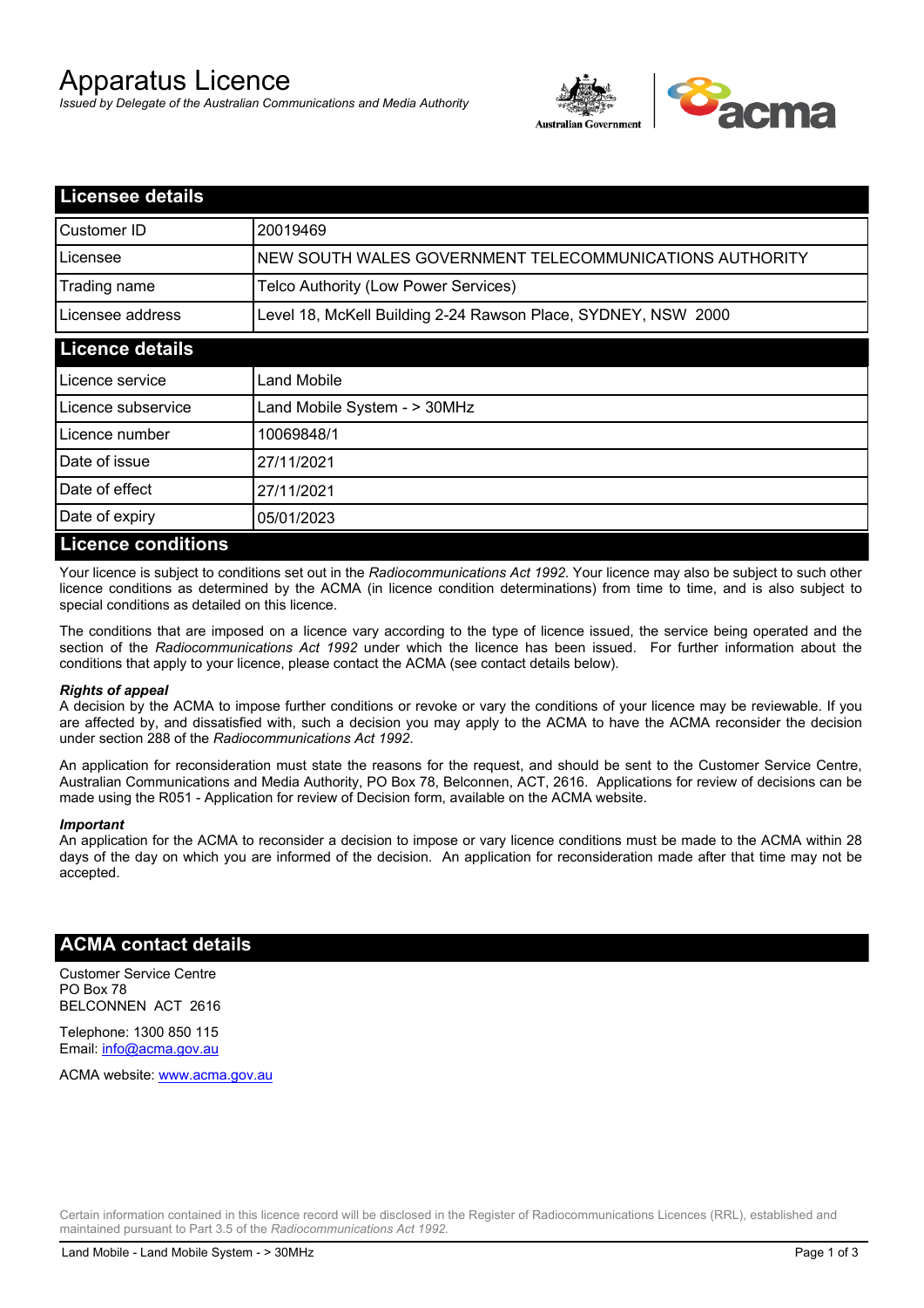# Apparatus Licence

*Issued by Delegate of the Australian Communications and Media Authority*

## Licensee details

| | |
|---|---|
| Customer ID | 20019469 |
| Licensee | NEW SOUTH WALES GOVERNMENT TELECOMMUNICATIONS AUTHORITY |
| Trading name | Telco Authority (Low Power Services) |
| Licensee address | Level 18, McKell Building 2-24 Rawson Place, SYDNEY, NSW 2000 |

## Licence details

| | |
|---|---|
| Licence service | Land Mobile |
| Licence subservice | Land Mobile System - > 30MHz |
| Licence number | 10069848/1 |
| Date of issue | 27/11/2021 |
| Date of effect | 27/11/2021 |
| Date of expiry | 05/01/2023 |

## Licence conditions

Your licence is subject to conditions set out in the *Radiocommunications Act 1992*. Your licence may also be subject to such other licence conditions as determined by the ACMA (in licence condition determinations) from time to time, and is also subject to special conditions as detailed on this licence.

The conditions that are imposed on a licence vary according to the type of licence issued, the service being operated and the section of the *Radiocommunications Act 1992* under which the licence has been issued. For further information about the conditions that apply to your licence, please contact the ACMA (see contact details below).

***Rights of appeal***

A decision by the ACMA to impose further conditions or revoke or vary the conditions of your licence may be reviewable. If you are affected by, and dissatisfied with, such a decision you may apply to the ACMA to have the ACMA reconsider the decision under section 288 of the *Radiocommunications Act 1992*.

An application for reconsideration must state the reasons for the request, and should be sent to the Customer Service Centre, Australian Communications and Media Authority, PO Box 78, Belconnen, ACT, 2616. Applications for review of decisions can be made using the R051 - Application for review of Decision form, available on the ACMA website.

***Important***

An application for the ACMA to reconsider a decision to impose or vary licence conditions must be made to the ACMA within 28 days of the day on which you are informed of the decision. An application for reconsideration made after that time may not be accepted.

## ACMA contact details

Customer Service Centre
PO Box 78
BELCONNEN ACT 2616

Telephone: 1300 850 115
Email: info@acma.gov.au

ACMA website: www.acma.gov.au

Certain information contained in this licence record will be disclosed in the Register of Radiocommunications Licences (RRL), established and maintained pursuant to Part 3.5 of the *Radiocommunications Act 1992.*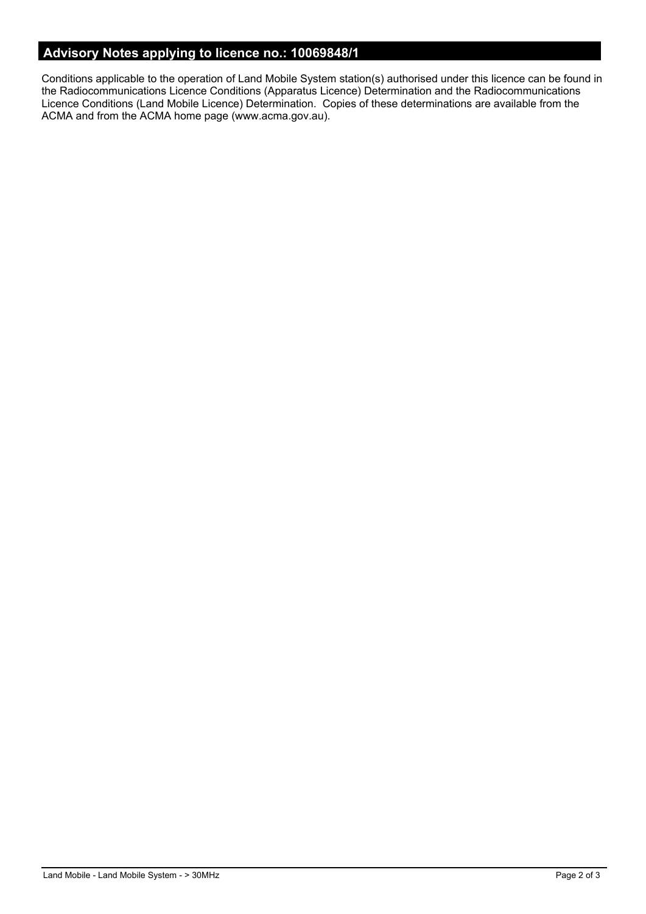## Advisory Notes applying to licence no.: 10069848/1

Conditions applicable to the operation of Land Mobile System station(s) authorised under this licence can be found in the Radiocommunications Licence Conditions (Apparatus Licence) Determination and the Radiocommunications Licence Conditions (Land Mobile Licence) Determination. Copies of these determinations are available from the ACMA and from the ACMA home page (www.acma.gov.au).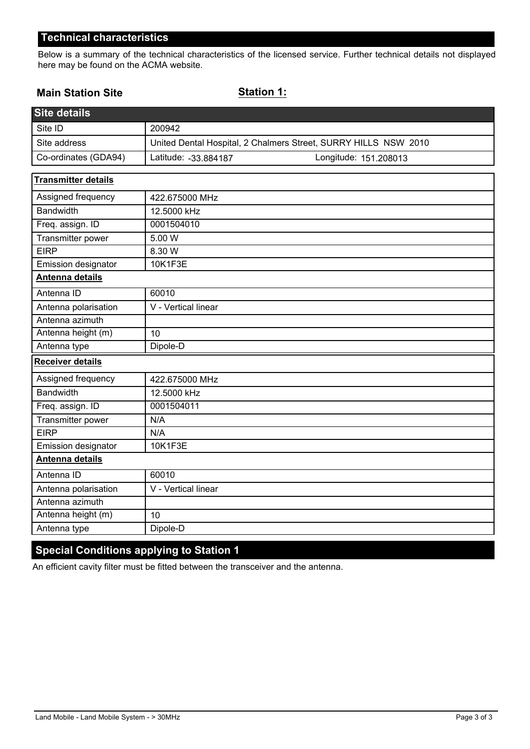## Technical characteristics

Below is a summary of the technical characteristics of the licensed service. Further technical details not displayed here may be found on the ACMA website.

**Main Station Site** **Station 1:**

| Site details | |
|---|---|
| Site ID | 200942 |
| Site address | United Dental Hospital, 2 Chalmers Street, SURRY HILLS NSW 2010 |
| Co-ordinates (GDA94) | Latitude: -33.884187 Longitude: 151.208013 |

| **Transmitter details** | |
|---|---|
| Assigned frequency | 422.675000 MHz |
| Bandwidth | 12.5000 kHz |
| Freq. assign. ID | 0001504010 |
| Transmitter power | 5.00 W |
| EIRP | 8.30 W |
| Emission designator | 10K1F3E |
| **Antenna details** | |
| Antenna ID | 60010 |
| Antenna polarisation | V - Vertical linear |
| Antenna azimuth | |
| Antenna height (m) | 10 |
| Antenna type | Dipole-D |
| **Receiver details** | |
| Assigned frequency | 422.675000 MHz |
| Bandwidth | 12.5000 kHz |
| Freq. assign. ID | 0001504011 |
| Transmitter power | N/A |
| EIRP | N/A |
| Emission designator | 10K1F3E |
| **Antenna details** | |
| Antenna ID | 60010 |
| Antenna polarisation | V - Vertical linear |
| Antenna azimuth | |
| Antenna height (m) | 10 |
| Antenna type | Dipole-D |

## Special Conditions applying to Station 1

An efficient cavity filter must be fitted between the transceiver and the antenna.